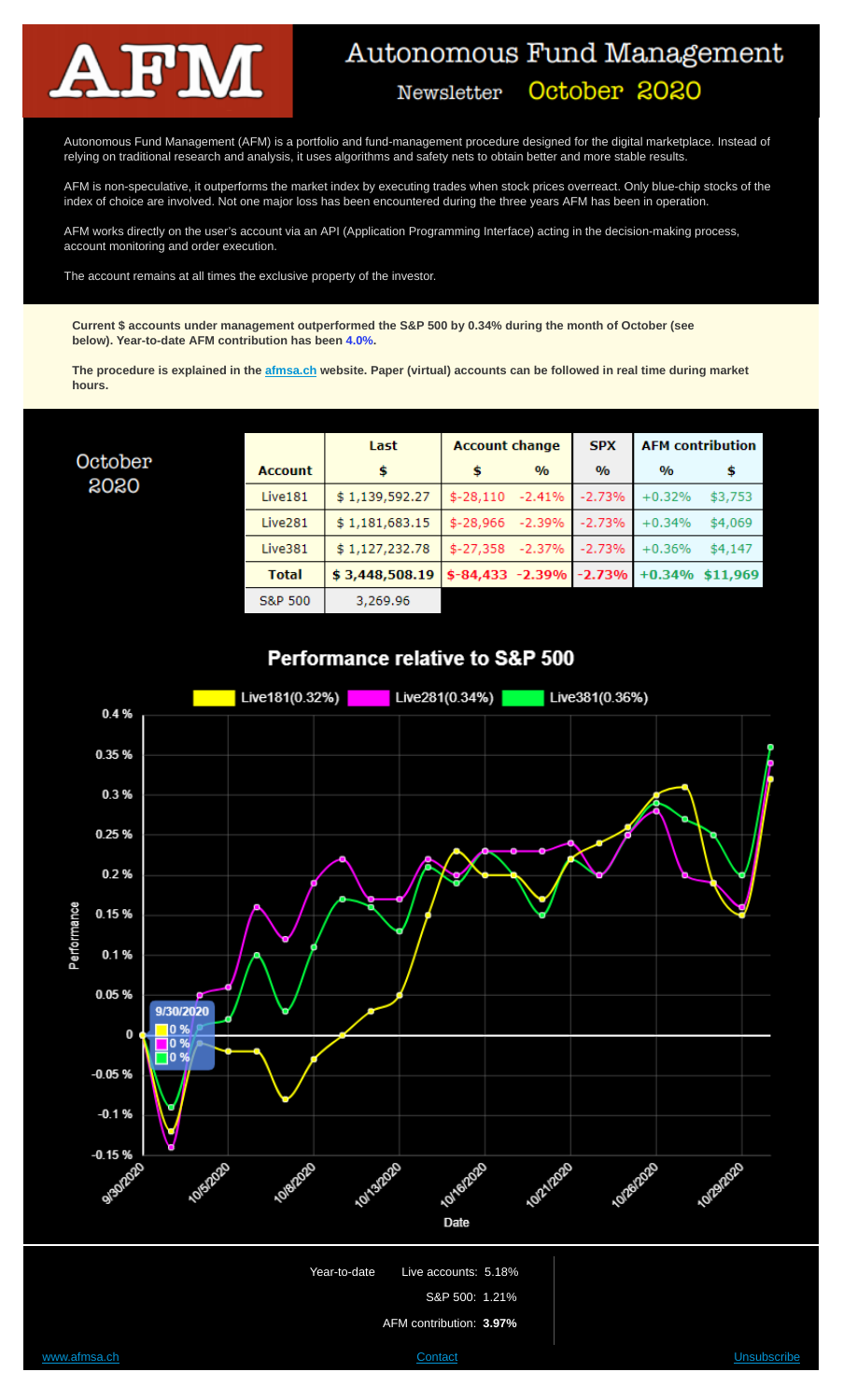# AFM

# Autonomous Fund Management

## Newsletter October 2020

Autonomous Fund Management (AFM) is a portfolio and fund-management procedure designed for the digital marketplace. Instead of relying on traditional research and analysis, it uses algorithms and safety nets to obtain better and more stable results.

AFM is non-speculative, it outperforms the market index by executing trades when stock prices overreact. Only blue-chip stocks of the index of choice are involved. Not one major loss has been encountered during the three years AFM has been in operation.

AFM works directly on the user's account via an API (Application Programming Interface) acting in the decision-making process, account monitoring and order execution.

The account remains at all times the exclusive property of the investor.

**Current $ accounts under management outperformed the S&P 500 by 0.34% during the month of October (see below). Year-to-date AFM contribution has been 4.0%.**

**The procedure is explained in the afmsa.ch website. Paper (virtual) accounts can be followed in real time during market hours.**

### October 2020

| Account | Last $ | Account change $ | Account change % | SPX % | AFM contribution % | AFM contribution $ |
|---|---|---|---|---|---|---|
| Live181 | $ 1,139,592.27 | $-28,110 | -2.41% | -2.73% | +0.32% | $3,753 |
| Live281 | $ 1,181,683.15 | $-28,966 | -2.39% | -2.73% | +0.34% | $4,069 |
| Live381 | $ 1,127,232.78 | $-27,358 | -2.37% | -2.73% | +0.36% | $4,147 |
| **Total** | **$ 3,448,508.19** | **$-84,433** | **-2.39%** | **-2.73%** | **+0.34%** | **$11,969** |
| S&P 500 | 3,269.96 | | | | | |

### Performance relative to S&P 500

Live181(0.32%) Live281(0.34%) Live381(0.36%)

Year-to-date Live accounts: 5.18%

S&P 500: 1.21%

AFM contribution: **3.97%**

www.afmsa.ch Contact Unsubscribe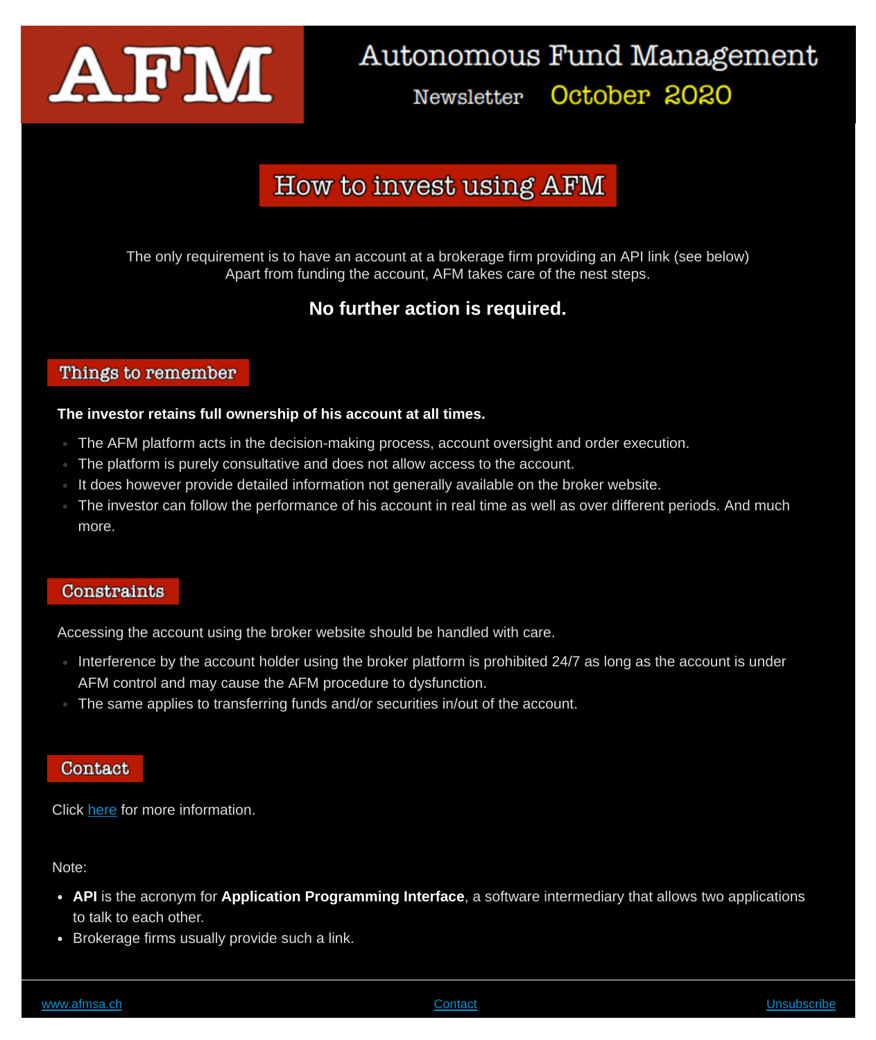# AFM

## Autonomous Fund Management

Newsletter October 2020

## How to invest using AFM

The only requirement is to have an account at a brokerage firm providing an API link (see below)
Apart from funding the account, AFM takes care of the nest steps.

**No further action is required.**

### Things to remember

**The investor retains full ownership of his account at all times.**

- The AFM platform acts in the decision-making process, account oversight and order execution.
- The platform is purely consultative and does not allow access to the account.
- It does however provide detailed information not generally available on the broker website.
- The investor can follow the performance of his account in real time as well as over different periods. And much more.

### Constraints

Accessing the account using the broker website should be handled with care.

- Interference by the account holder using the broker platform is prohibited 24/7 as long as the account is under AFM control and may cause the AFM procedure to dysfunction.
- The same applies to transferring funds and/or securities in/out of the account.

### Contact

Click here for more information.

Note:

- **API** is the acronym for **Application Programming Interface**, a software intermediary that allows two applications to talk to each other.
- Brokerage firms usually provide such a link.

www.afmsa.ch | Contact | Unsubscribe